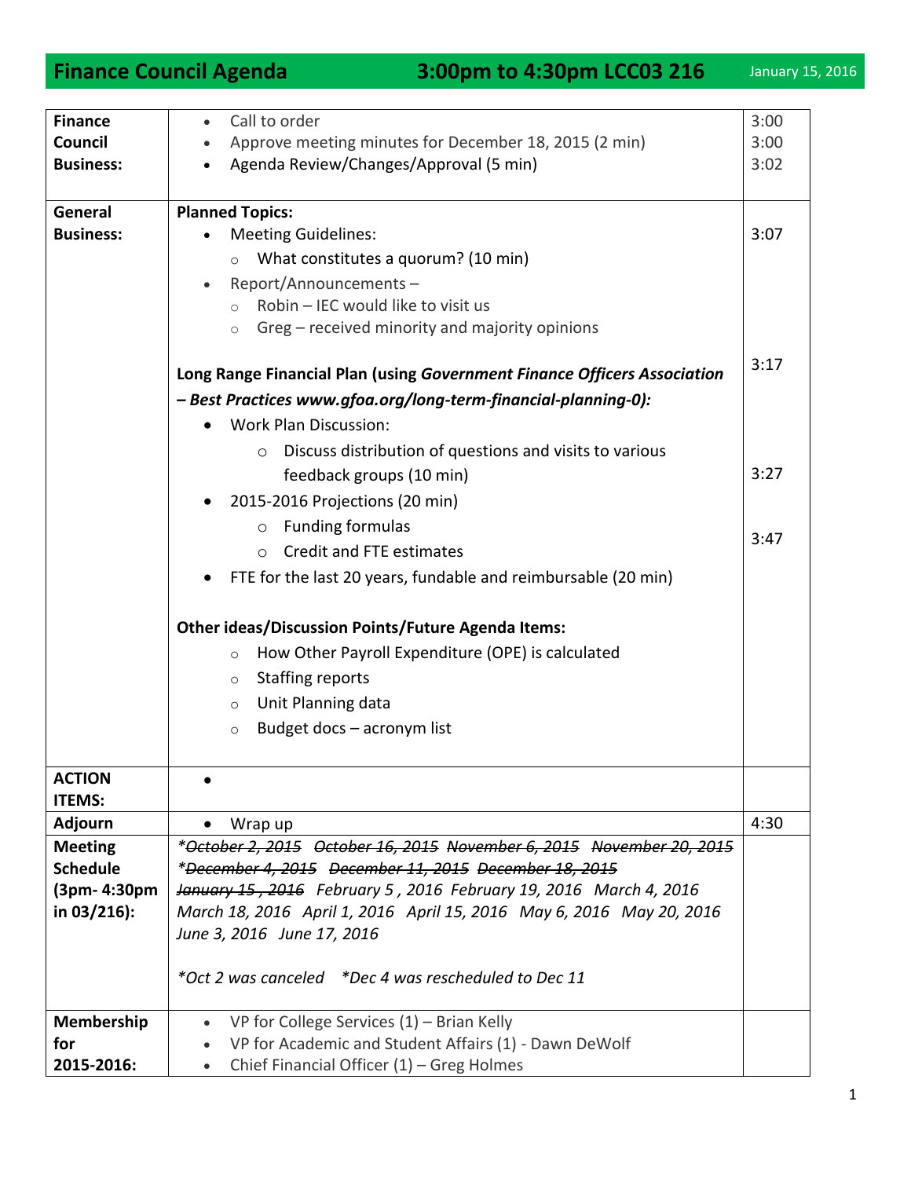# Finance Council Agenda 3:00pm to 4:30pm LCC03 216

January 15, 2016

| | | |
|---|---|---|
| **Finance Council Business:** | • Call to order<br>• Approve meeting minutes for December 18, 2015 (2 min)<br>• Agenda Review/Changes/Approval (5 min) | 3:00<br>3:00<br>3:02 |
| **General Business:** | **Planned Topics:**<br>• Meeting Guidelines:<br>  ○ What constitutes a quorum? (10 min)<br>• Report/Announcements –<br>  ○ Robin – IEC would like to visit us<br>  ○ Greg – received minority and majority opinions<br><br>**Long Range Financial Plan (using *Government Finance Officers Association – Best Practices www.gfoa.org/long-term-financial-planning-0)*:**<br>• Work Plan Discussion:<br>  ○ Discuss distribution of questions and visits to various feedback groups (10 min)<br>• 2015-2016 Projections (20 min)<br>  ○ Funding formulas<br>  ○ Credit and FTE estimates<br>• FTE for the last 20 years, fundable and reimbursable (20 min)<br><br>**Other ideas/Discussion Points/Future Agenda Items:**<br>  ○ How Other Payroll Expenditure (OPE) is calculated<br>  ○ Staffing reports<br>  ○ Unit Planning data<br>  ○ Budget docs – acronym list | <br><br>3:07<br><br><br><br><br>3:17<br><br><br><br>3:27<br><br><br>3:47 |
| **ACTION ITEMS:** | • | |
| **Adjourn** | • Wrap up | 4:30 |
| **Meeting Schedule (3pm- 4:30pm in 03/216):** | *~~*October 2, 2015~~ ~~October 16, 2015~~ ~~November 6, 2015~~ ~~November 20, 2015~~ ~~*December 4, 2015~~ ~~December 11, 2015~~ ~~December 18, 2015~~ ~~January 15 , 2016~~ February 5 , 2016 February 19, 2016 March 4, 2016 March 18, 2016 April 1, 2016 April 15, 2016 May 6, 2016 May 20, 2016 June 3, 2016 June 17, 2016*<br><br>**Oct 2 was canceled* **Dec 4 was rescheduled to Dec 11* | |
| **Membership for 2015-2016:** | • VP for College Services (1) – Brian Kelly<br>• VP for Academic and Student Affairs (1) - Dawn DeWolf<br>• Chief Financial Officer (1) – Greg Holmes | |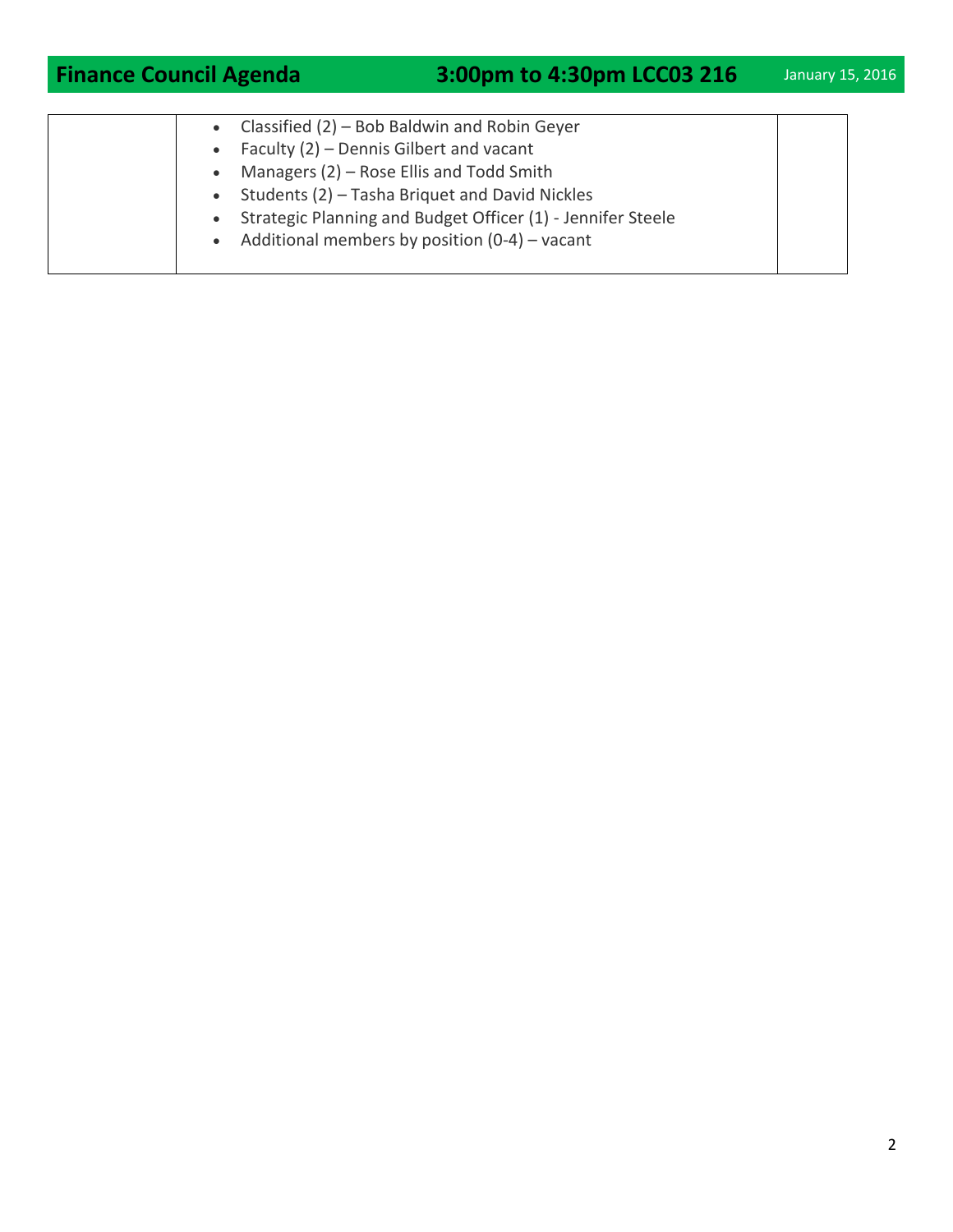| | | |
|---|---|---|
| | • Classified (2) – Bob Baldwin and Robin Geyer<br>• Faculty (2) – Dennis Gilbert and vacant<br>• Managers (2) – Rose Ellis and Todd Smith<br>• Students (2) – Tasha Briquet and David Nickles<br>• Strategic Planning and Budget Officer (1) - Jennifer Steele<br>• Additional members by position (0-4) – vacant | |